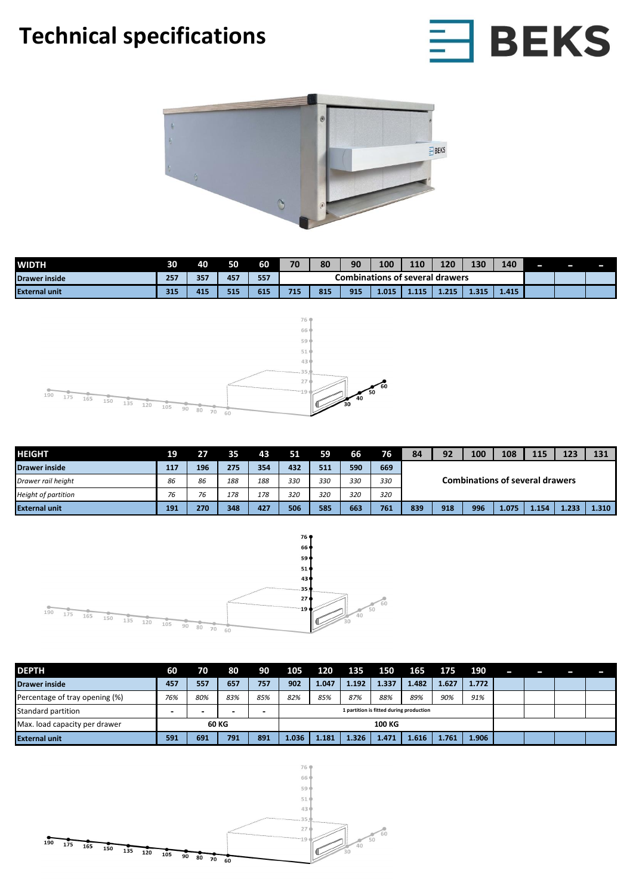# Technical specifications

BEKS

| WIDTH | 30 | 40 | 50 | 60 | 70 | 80 | 90 | 100 | 110 | 120 | 130 | 140 | – | – | – |
|---|---|---|---|---|---|---|---|---|---|---|---|---|---|---|---|
| Drawer inside | 257 | 357 | 457 | 557 | Combinations of several drawers | | | | | | | | | | |
| External unit | 315 | 415 | 515 | 615 | 715 | 815 | 915 | 1.015 | 1.115 | 1.215 | 1.315 | 1.415 | | | |

| HEIGHT | 19 | 27 | 35 | 43 | 51 | 59 | 66 | 76 | 84 | 92 | 100 | 108 | 115 | 123 | 131 |
|---|---|---|---|---|---|---|---|---|---|---|---|---|---|---|---|
| Drawer inside | 117 | 196 | 275 | 354 | 432 | 511 | 590 | 669 | Combinations of several drawers | | | | | | |
| *Drawer rail height* | *86* | *86* | *188* | *188* | *330* | *330* | *330* | *330* | | | | | | | |
| *Height of partition* | *76* | *76* | *178* | *178* | *320* | *320* | *320* | *320* | | | | | | | |
| External unit | 191 | 270 | 348 | 427 | 506 | 585 | 663 | 761 | 839 | 918 | 996 | 1.075 | 1.154 | 1.233 | 1.310 |

| DEPTH | 60 | 70 | 80 | 90 | 105 | 120 | 135 | 150 | 165 | 175 | 190 | – | – | – | – |
|---|---|---|---|---|---|---|---|---|---|---|---|---|---|---|---|
| Drawer inside | 457 | 557 | 657 | 757 | 902 | 1.047 | 1.192 | 1.337 | 1.482 | 1.627 | 1.772 | | | | |
| Percentage of tray opening (%) | *76%* | *80%* | *83%* | *85%* | *82%* | *85%* | *87%* | *88%* | *89%* | *90%* | *91%* | | | | |
| Standard partition | - | - | - | - | 1 partition is fitted during production | | | | | | | | | | |
| Max. load capacity per drawer | 60 KG | | | | 100 KG | | | | | | | | | | |
| External unit | 591 | 691 | 791 | 891 | 1.036 | 1.181 | 1.326 | 1.471 | 1.616 | 1.761 | 1.906 | | | | |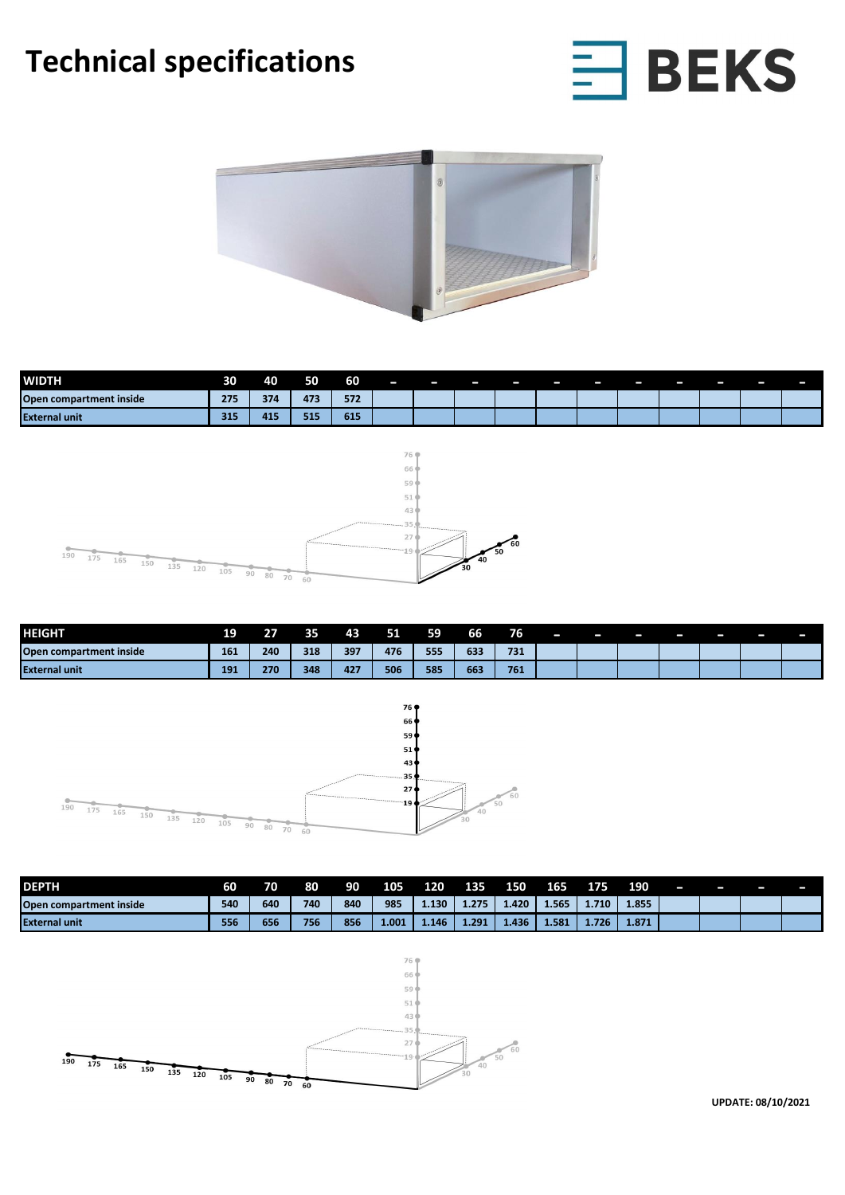# Technical specifications

BEKS

| WIDTH | 30 | 40 | 50 | 60 | – | – | – | – | – | – | – | – | – | – | – |
|---|---|---|---|---|---|---|---|---|---|---|---|---|---|---|---|
| Open compartment inside | 275 | 374 | 473 | 572 | | | | | | | | | | | |
| External unit | 315 | 415 | 515 | 615 | | | | | | | | | | | |

76
66
59
51
43
35
27
19
190 175 165 150 135 120 105 90 80 70 60
30 40 50 60

| HEIGHT | 19 | 27 | 35 | 43 | 51 | 59 | 66 | 76 | – | – | – | – | – | – | – |
|---|---|---|---|---|---|---|---|---|---|---|---|---|---|---|---|
| Open compartment inside | 161 | 240 | 318 | 397 | 476 | 555 | 633 | 731 | | | | | | | |
| External unit | 191 | 270 | 348 | 427 | 506 | 585 | 663 | 761 | | | | | | | |

76
66
59
51
43
35
27
19
190 175 165 150 135 120 105 90 80 70 60
30 40 50 60

| DEPTH | 60 | 70 | 80 | 90 | 105 | 120 | 135 | 150 | 165 | 175 | 190 | – | – | – | – |
|---|---|---|---|---|---|---|---|---|---|---|---|---|---|---|---|
| Open compartment inside | 540 | 640 | 740 | 840 | 985 | 1.130 | 1.275 | 1.420 | 1.565 | 1.710 | 1.855 | | | | |
| External unit | 556 | 656 | 756 | 856 | 1.001 | 1.146 | 1.291 | 1.436 | 1.581 | 1.726 | 1.871 | | | | |

76
66
59
51
43
35
27
19
190 175 165 150 135 120 105 90 80 70 60
30 40 50 60

**UPDATE: 08/10/2021**